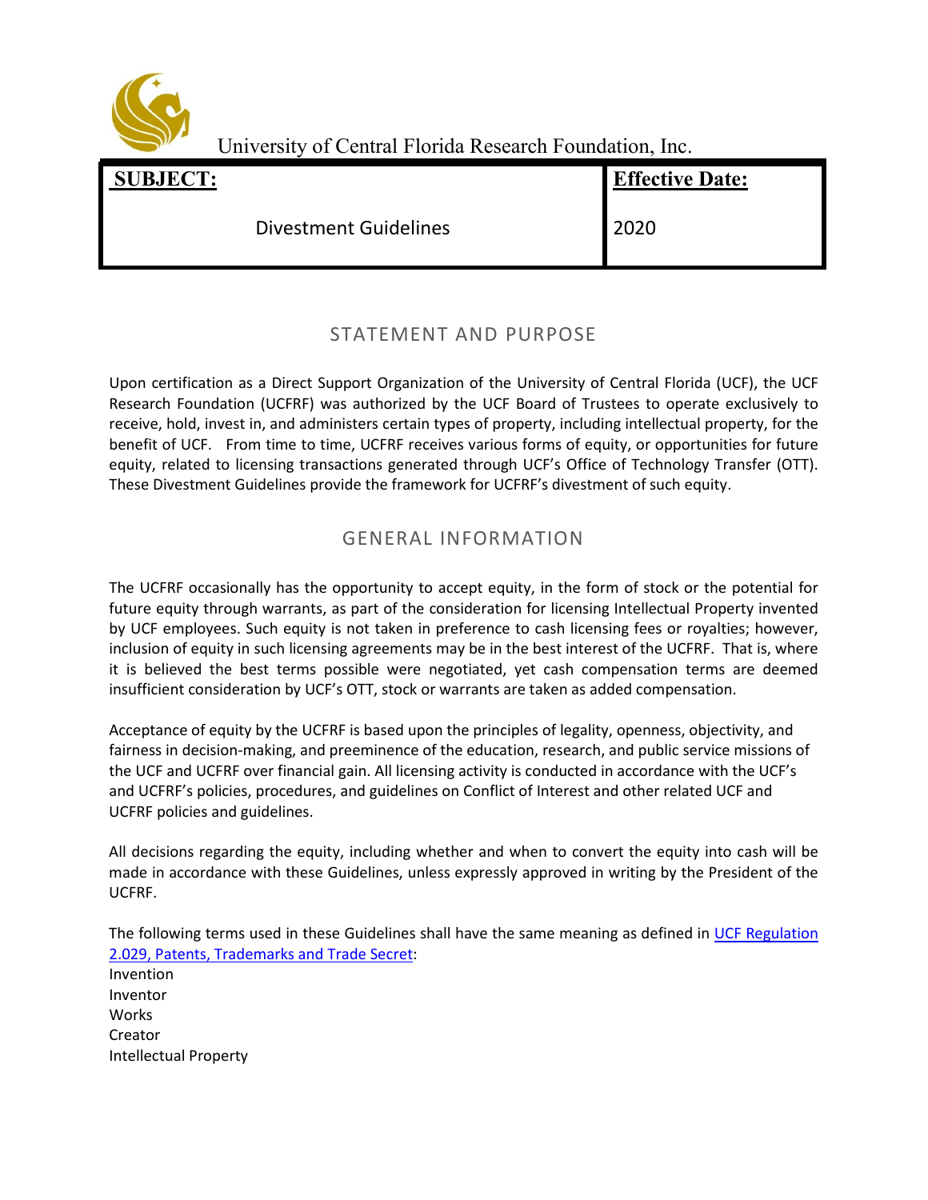University of Central Florida Research Foundation, Inc.

| **SUBJECT:** | **Effective Date:** |
| --- | --- |
| Divestment Guidelines | 2020 |

## STATEMENT AND PURPOSE

Upon certification as a Direct Support Organization of the University of Central Florida (UCF), the UCF Research Foundation (UCFRF) was authorized by the UCF Board of Trustees to operate exclusively to receive, hold, invest in, and administers certain types of property, including intellectual property, for the benefit of UCF. From time to time, UCFRF receives various forms of equity, or opportunities for future equity, related to licensing transactions generated through UCF's Office of Technology Transfer (OTT). These Divestment Guidelines provide the framework for UCFRF's divestment of such equity.

## GENERAL INFORMATION

The UCFRF occasionally has the opportunity to accept equity, in the form of stock or the potential for future equity through warrants, as part of the consideration for licensing Intellectual Property invented by UCF employees. Such equity is not taken in preference to cash licensing fees or royalties; however, inclusion of equity in such licensing agreements may be in the best interest of the UCFRF. That is, where it is believed the best terms possible were negotiated, yet cash compensation terms are deemed insufficient consideration by UCF's OTT, stock or warrants are taken as added compensation.

Acceptance of equity by the UCFRF is based upon the principles of legality, openness, objectivity, and fairness in decision-making, and preeminence of the education, research, and public service missions of the UCF and UCFRF over financial gain. All licensing activity is conducted in accordance with the UCF's and UCFRF's policies, procedures, and guidelines on Conflict of Interest and other related UCF and UCFRF policies and guidelines.

All decisions regarding the equity, including whether and when to convert the equity into cash will be made in accordance with these Guidelines, unless expressly approved in writing by the President of the UCFRF.

The following terms used in these Guidelines shall have the same meaning as defined in UCF Regulation 2.029, Patents, Trademarks and Trade Secret:

Invention
Inventor
Works
Creator
Intellectual Property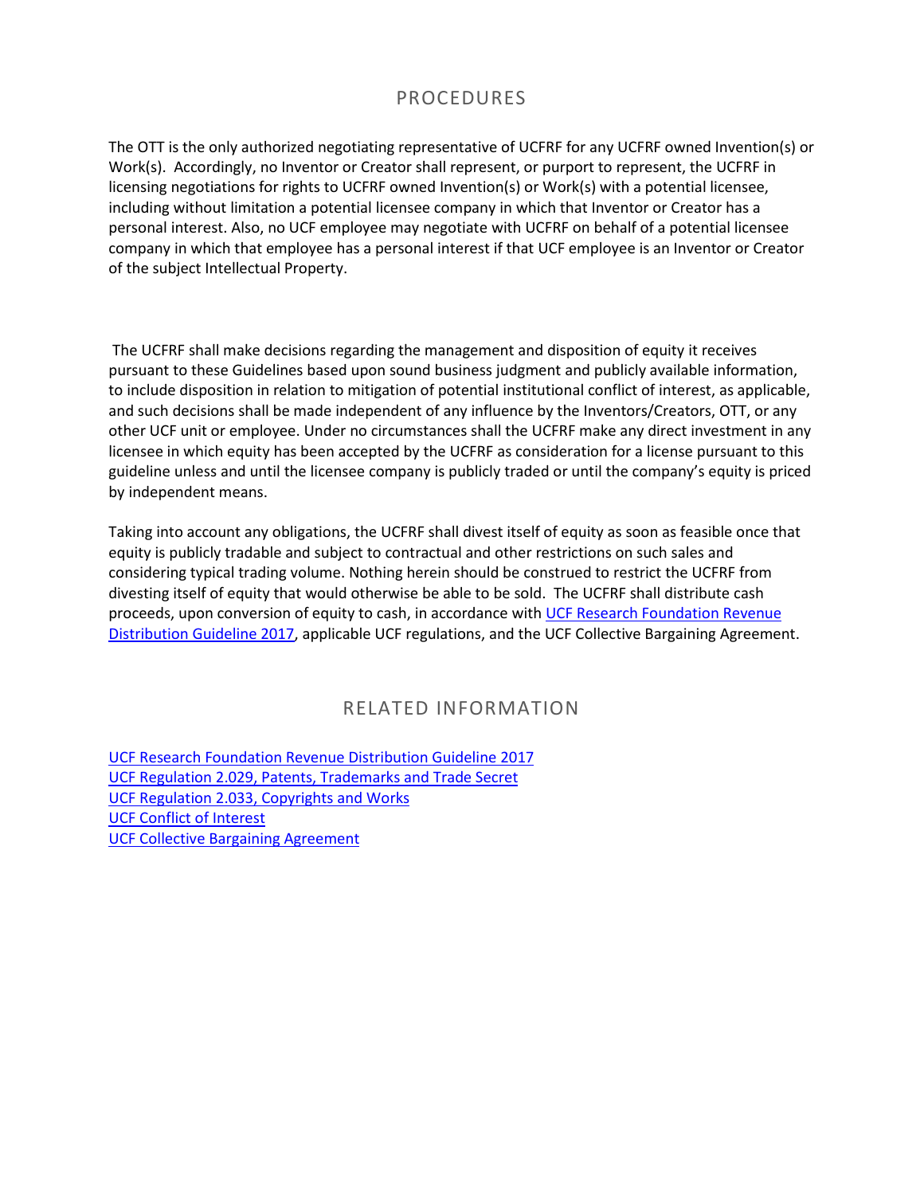## PROCEDURES

The OTT is the only authorized negotiating representative of UCFRF for any UCFRF owned Invention(s) or Work(s). Accordingly, no Inventor or Creator shall represent, or purport to represent, the UCFRF in licensing negotiations for rights to UCFRF owned Invention(s) or Work(s) with a potential licensee, including without limitation a potential licensee company in which that Inventor or Creator has a personal interest. Also, no UCF employee may negotiate with UCFRF on behalf of a potential licensee company in which that employee has a personal interest if that UCF employee is an Inventor or Creator of the subject Intellectual Property.

The UCFRF shall make decisions regarding the management and disposition of equity it receives pursuant to these Guidelines based upon sound business judgment and publicly available information, to include disposition in relation to mitigation of potential institutional conflict of interest, as applicable, and such decisions shall be made independent of any influence by the Inventors/Creators, OTT, or any other UCF unit or employee. Under no circumstances shall the UCFRF make any direct investment in any licensee in which equity has been accepted by the UCFRF as consideration for a license pursuant to this guideline unless and until the licensee company is publicly traded or until the company's equity is priced by independent means.

Taking into account any obligations, the UCFRF shall divest itself of equity as soon as feasible once that equity is publicly tradable and subject to contractual and other restrictions on such sales and considering typical trading volume. Nothing herein should be construed to restrict the UCFRF from divesting itself of equity that would otherwise be able to be sold. The UCFRF shall distribute cash proceeds, upon conversion of equity to cash, in accordance with UCF Research Foundation Revenue Distribution Guideline 2017, applicable UCF regulations, and the UCF Collective Bargaining Agreement.

## RELATED INFORMATION

UCF Research Foundation Revenue Distribution Guideline 2017
UCF Regulation 2.029, Patents, Trademarks and Trade Secret
UCF Regulation 2.033, Copyrights and Works
UCF Conflict of Interest
UCF Collective Bargaining Agreement